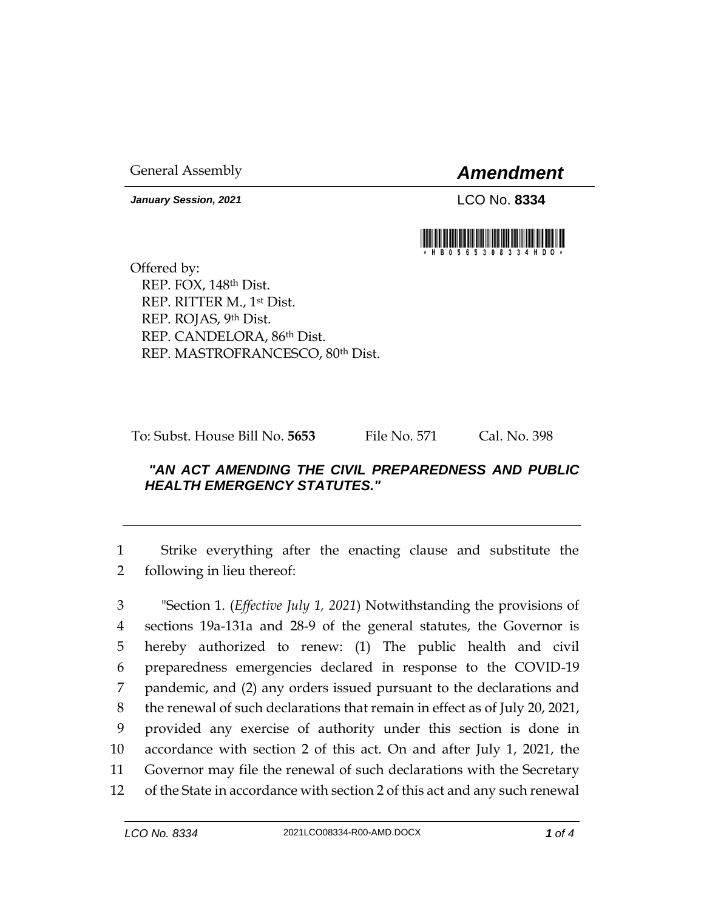General Assembly

# *Amendment*

***January Session, 2021***

LCO No. **8334**

\*HB05653O8334HDO\*

Offered by:
REP. FOX, 148th Dist.
REP. RITTER M., 1st Dist.
REP. ROJAS, 9th Dist.
REP. CANDELORA, 86th Dist.
REP. MASTROFRANCESCO, 80th Dist.

To: Subst. House Bill No. **5653** File No. 571 Cal. No. 398

***"AN ACT AMENDING THE CIVIL PREPAREDNESS AND PUBLIC HEALTH EMERGENCY STATUTES."***

1 Strike everything after the enacting clause and substitute the
2 following in lieu thereof:

3 "Section 1. (*Effective July 1, 2021*) Notwithstanding the provisions of
4 sections 19a-131a and 28-9 of the general statutes, the Governor is
5 hereby authorized to renew: (1) The public health and civil
6 preparedness emergencies declared in response to the COVID-19
7 pandemic, and (2) any orders issued pursuant to the declarations and
8 the renewal of such declarations that remain in effect as of July 20, 2021,
9 provided any exercise of authority under this section is done in
10 accordance with section 2 of this act. On and after July 1, 2021, the
11 Governor may file the renewal of such declarations with the Secretary
12 of the State in accordance with section 2 of this act and any such renewal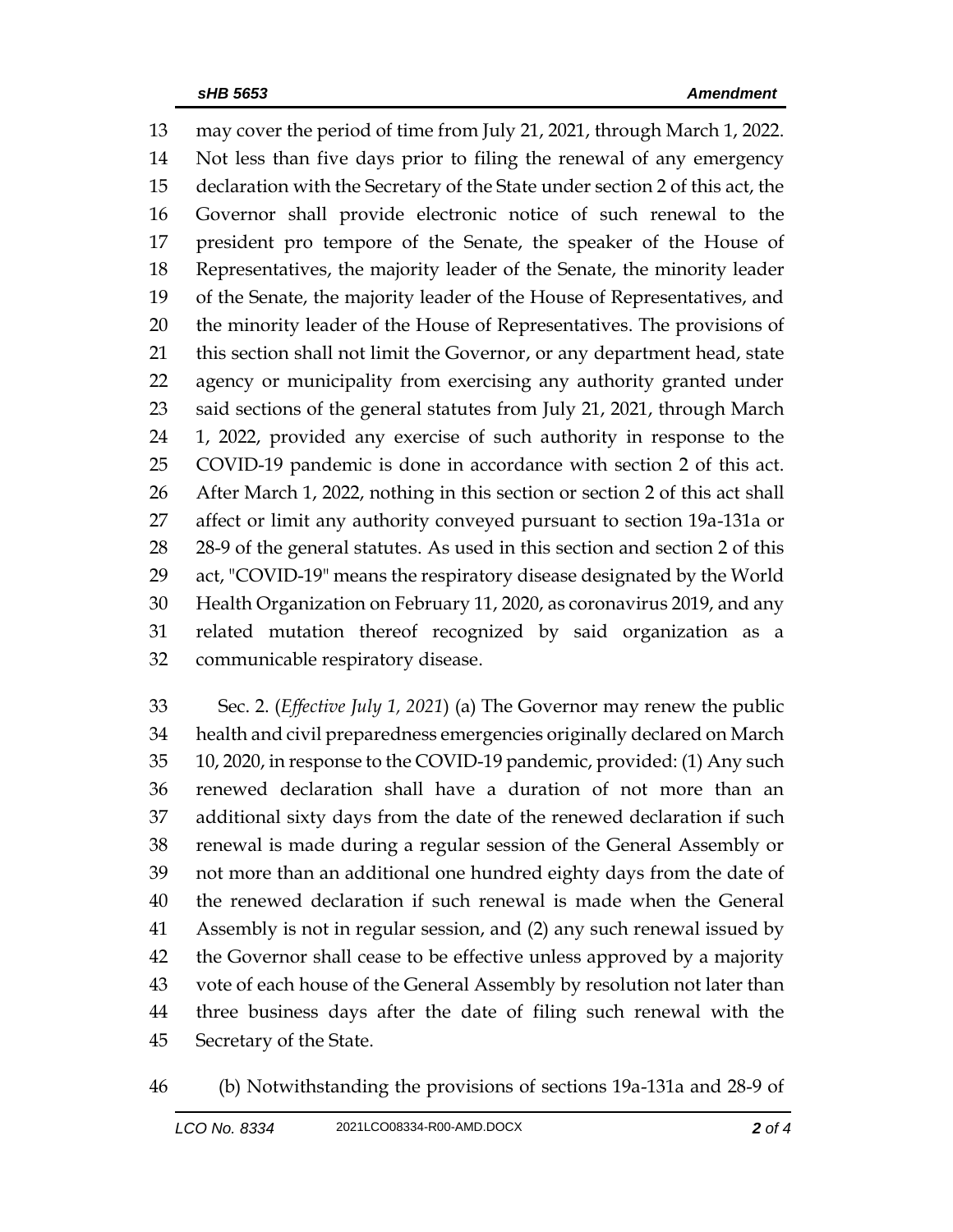may cover the period of time from July 21, 2021, through March 1, 2022. Not less than five days prior to filing the renewal of any emergency declaration with the Secretary of the State under section 2 of this act, the Governor shall provide electronic notice of such renewal to the president pro tempore of the Senate, the speaker of the House of Representatives, the majority leader of the Senate, the minority leader of the Senate, the majority leader of the House of Representatives, and the minority leader of the House of Representatives. The provisions of this section shall not limit the Governor, or any department head, state agency or municipality from exercising any authority granted under said sections of the general statutes from July 21, 2021, through March 1, 2022, provided any exercise of such authority in response to the COVID-19 pandemic is done in accordance with section 2 of this act. After March 1, 2022, nothing in this section or section 2 of this act shall affect or limit any authority conveyed pursuant to section 19a-131a or 28-9 of the general statutes. As used in this section and section 2 of this act, "COVID-19" means the respiratory disease designated by the World Health Organization on February 11, 2020, as coronavirus 2019, and any related mutation thereof recognized by said organization as a communicable respiratory disease.

Sec. 2. (*Effective July 1, 2021*) (a) The Governor may renew the public health and civil preparedness emergencies originally declared on March 10, 2020, in response to the COVID-19 pandemic, provided: (1) Any such renewed declaration shall have a duration of not more than an additional sixty days from the date of the renewed declaration if such renewal is made during a regular session of the General Assembly or not more than an additional one hundred eighty days from the date of the renewed declaration if such renewal is made when the General Assembly is not in regular session, and (2) any such renewal issued by the Governor shall cease to be effective unless approved by a majority vote of each house of the General Assembly by resolution not later than three business days after the date of filing such renewal with the Secretary of the State.

(b) Notwithstanding the provisions of sections 19a-131a and 28-9 of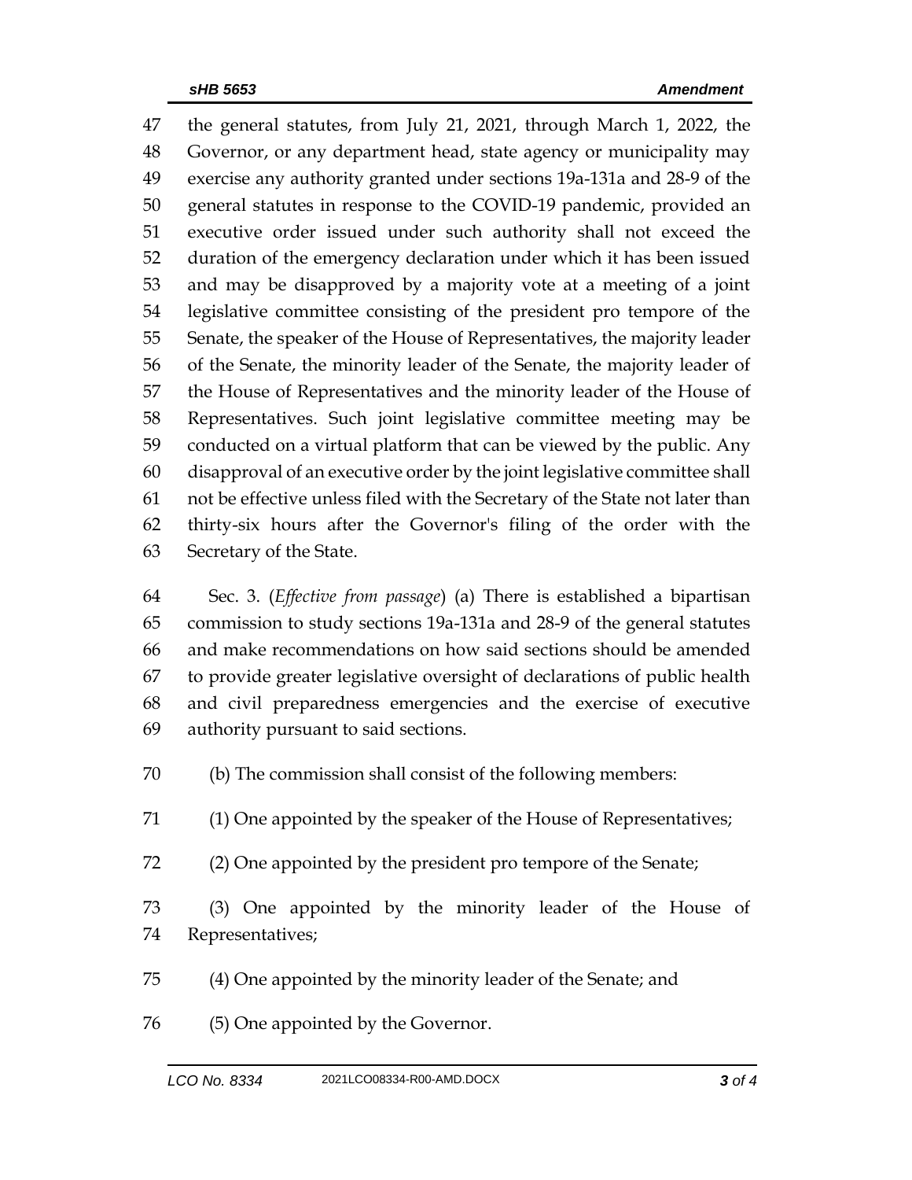the general statutes, from July 21, 2021, through March 1, 2022, the Governor, or any department head, state agency or municipality may exercise any authority granted under sections 19a-131a and 28-9 of the general statutes in response to the COVID-19 pandemic, provided an executive order issued under such authority shall not exceed the duration of the emergency declaration under which it has been issued and may be disapproved by a majority vote at a meeting of a joint legislative committee consisting of the president pro tempore of the Senate, the speaker of the House of Representatives, the majority leader of the Senate, the minority leader of the Senate, the majority leader of the House of Representatives and the minority leader of the House of Representatives. Such joint legislative committee meeting may be conducted on a virtual platform that can be viewed by the public. Any disapproval of an executive order by the joint legislative committee shall not be effective unless filed with the Secretary of the State not later than thirty-six hours after the Governor's filing of the order with the Secretary of the State.

Sec. 3. (*Effective from passage*) (a) There is established a bipartisan commission to study sections 19a-131a and 28-9 of the general statutes and make recommendations on how said sections should be amended to provide greater legislative oversight of declarations of public health and civil preparedness emergencies and the exercise of executive authority pursuant to said sections.

(b) The commission shall consist of the following members:

(1) One appointed by the speaker of the House of Representatives;

(2) One appointed by the president pro tempore of the Senate;

(3) One appointed by the minority leader of the House of Representatives;

(4) One appointed by the minority leader of the Senate; and

(5) One appointed by the Governor.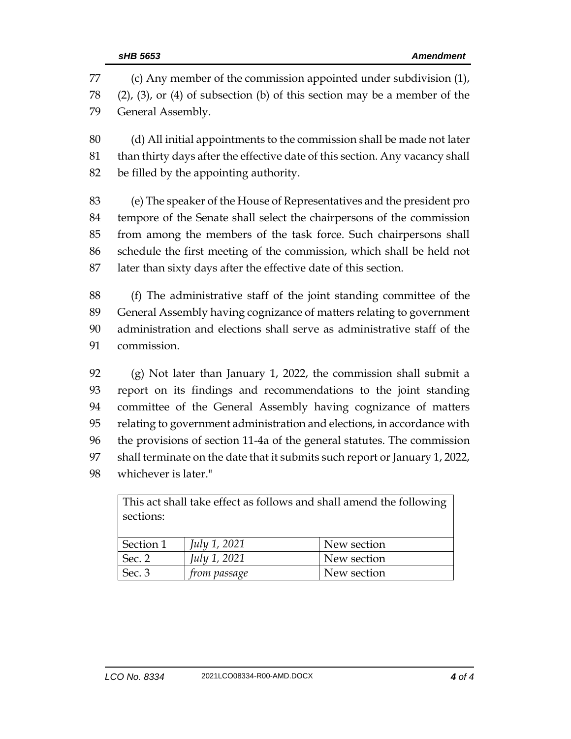(c) Any member of the commission appointed under subdivision (1), (2), (3), or (4) of subsection (b) of this section may be a member of the General Assembly.

(d) All initial appointments to the commission shall be made not later than thirty days after the effective date of this section. Any vacancy shall be filled by the appointing authority.

(e) The speaker of the House of Representatives and the president pro tempore of the Senate shall select the chairpersons of the commission from among the members of the task force. Such chairpersons shall schedule the first meeting of the commission, which shall be held not later than sixty days after the effective date of this section.

(f) The administrative staff of the joint standing committee of the General Assembly having cognizance of matters relating to government administration and elections shall serve as administrative staff of the commission.

(g) Not later than January 1, 2022, the commission shall submit a report on its findings and recommendations to the joint standing committee of the General Assembly having cognizance of matters relating to government administration and elections, in accordance with the provisions of section 11-4a of the general statutes. The commission shall terminate on the date that it submits such report or January 1, 2022, whichever is later."

| This act shall take effect as follows and shall amend the following sections: | | |
|---|---|---|
| Section 1 | *July 1, 2021* | New section |
| Sec. 2 | *July 1, 2021* | New section |
| Sec. 3 | *from passage* | New section |